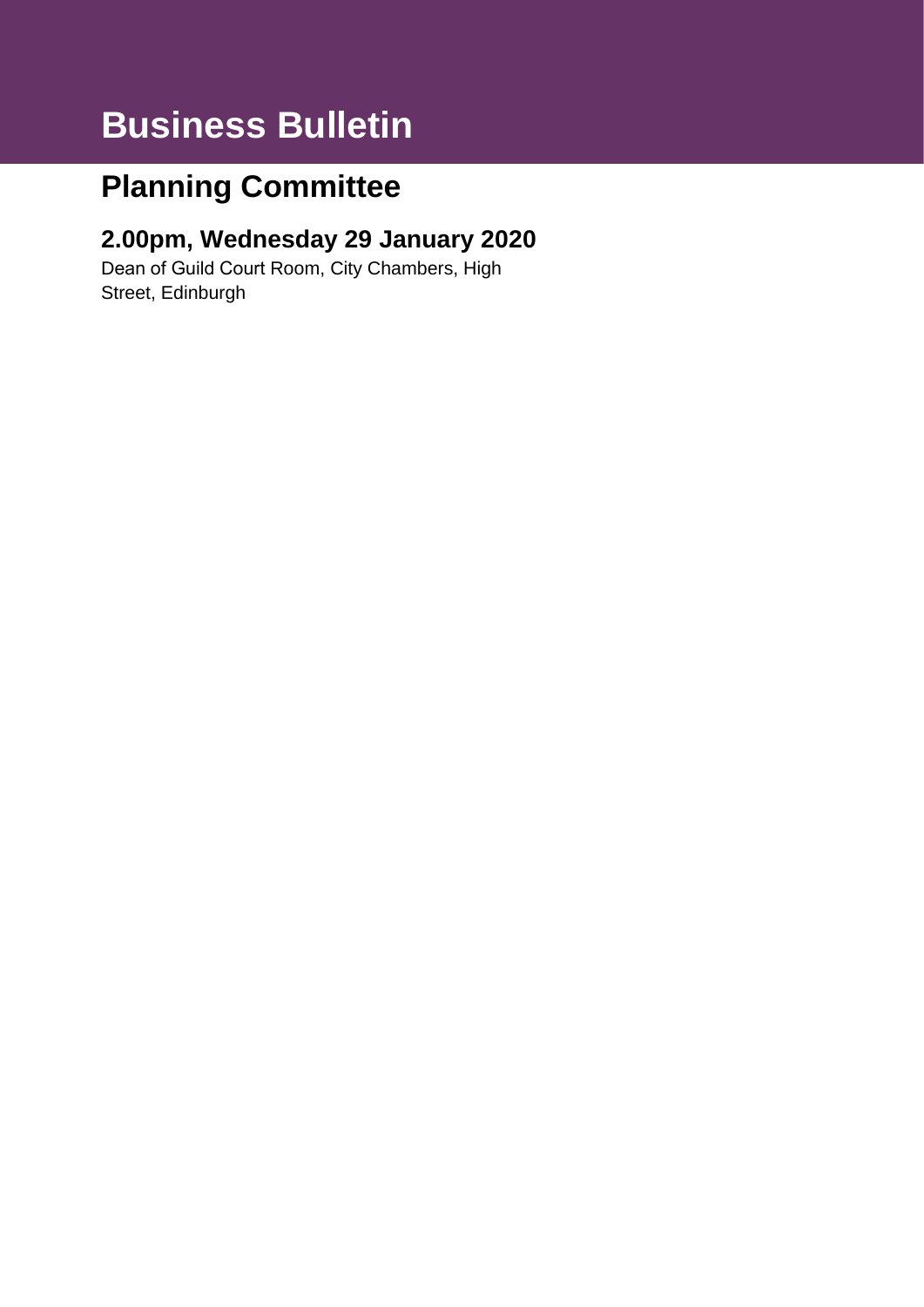# Business Bulletin

## Planning Committee

### 2.00pm, Wednesday 29 January 2020

Dean of Guild Court Room, City Chambers, High Street, Edinburgh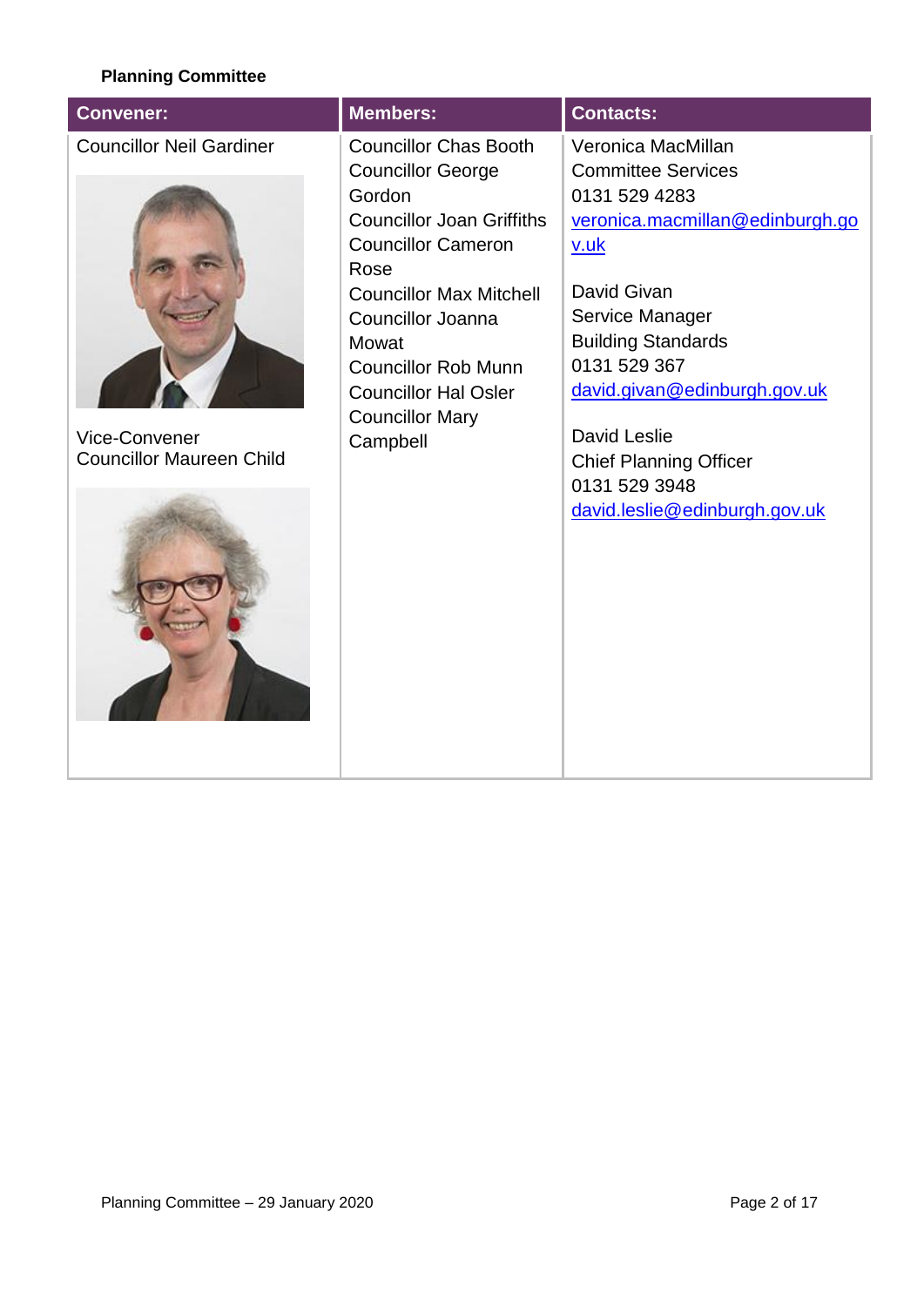**Planning Committee**

| Convener: | Members: | Contacts: |
|---|---|---|
| Councillor Neil Gardiner<br><br>Vice-Convener<br>Councillor Maureen Child | Councillor Chas Booth<br>Councillor George Gordon<br>Councillor Joan Griffiths<br>Councillor Cameron Rose<br>Councillor Max Mitchell<br>Councillor Joanna Mowat<br>Councillor Rob Munn<br>Councillor Hal Osler<br>Councillor Mary Campbell | Veronica MacMillan<br>Committee Services<br>0131 529 4283<br>veronica.macmillan@edinburgh.gov.uk<br><br>David Givan<br>Service Manager<br>Building Standards<br>0131 529 367<br>david.givan@edinburgh.gov.uk<br><br>David Leslie<br>Chief Planning Officer<br>0131 529 3948<br>david.leslie@edinburgh.gov.uk |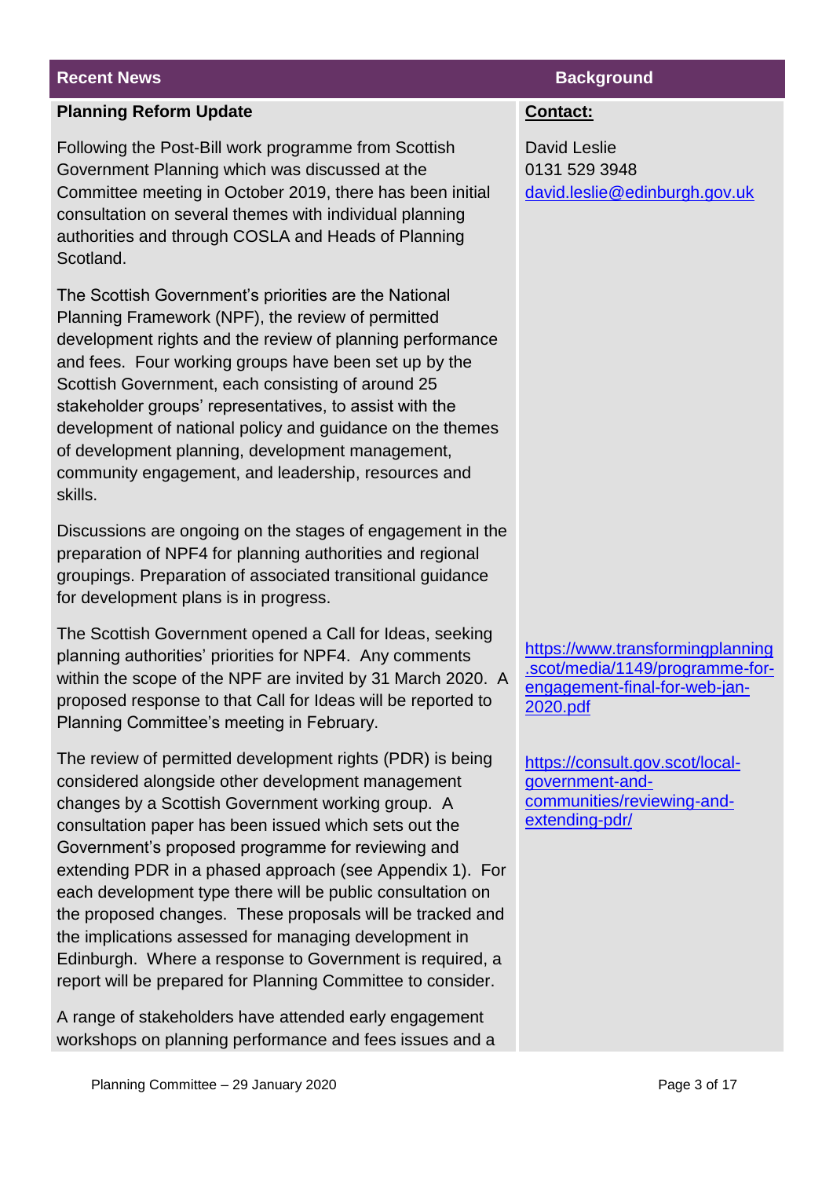| Recent News | Background |
|---|---|
| **Planning Reform Update** | **Contact:** |
| Following the Post-Bill work programme from Scottish Government Planning which was discussed at the Committee meeting in October 2019, there has been initial consultation on several themes with individual planning authorities and through COSLA and Heads of Planning Scotland. | David Leslie<br>0131 529 3948<br>david.leslie@edinburgh.gov.uk |
| The Scottish Government's priorities are the National Planning Framework (NPF), the review of permitted development rights and the review of planning performance and fees. Four working groups have been set up by the Scottish Government, each consisting of around 25 stakeholder groups' representatives, to assist with the development of national policy and guidance on the themes of development planning, development management, community engagement, and leadership, resources and skills. | |
| Discussions are ongoing on the stages of engagement in the preparation of NPF4 for planning authorities and regional groupings. Preparation of associated transitional guidance for development plans is in progress. | |
| The Scottish Government opened a Call for Ideas, seeking planning authorities' priorities for NPF4. Any comments within the scope of the NPF are invited by 31 March 2020. A proposed response to that Call for Ideas will be reported to Planning Committee's meeting in February. | https://www.transformingplanning.scot/media/1149/programme-for-engagement-final-for-web-jan-2020.pdf |
| The review of permitted development rights (PDR) is being considered alongside other development management changes by a Scottish Government working group. A consultation paper has been issued which sets out the Government's proposed programme for reviewing and extending PDR in a phased approach (see Appendix 1). For each development type there will be public consultation on the proposed changes. These proposals will be tracked and the implications assessed for managing development in Edinburgh. Where a response to Government is required, a report will be prepared for Planning Committee to consider. | https://consult.gov.scot/local-government-and-communities/reviewing-and-extending-pdr/ |
| A range of stakeholders have attended early engagement workshops on planning performance and fees issues and a | |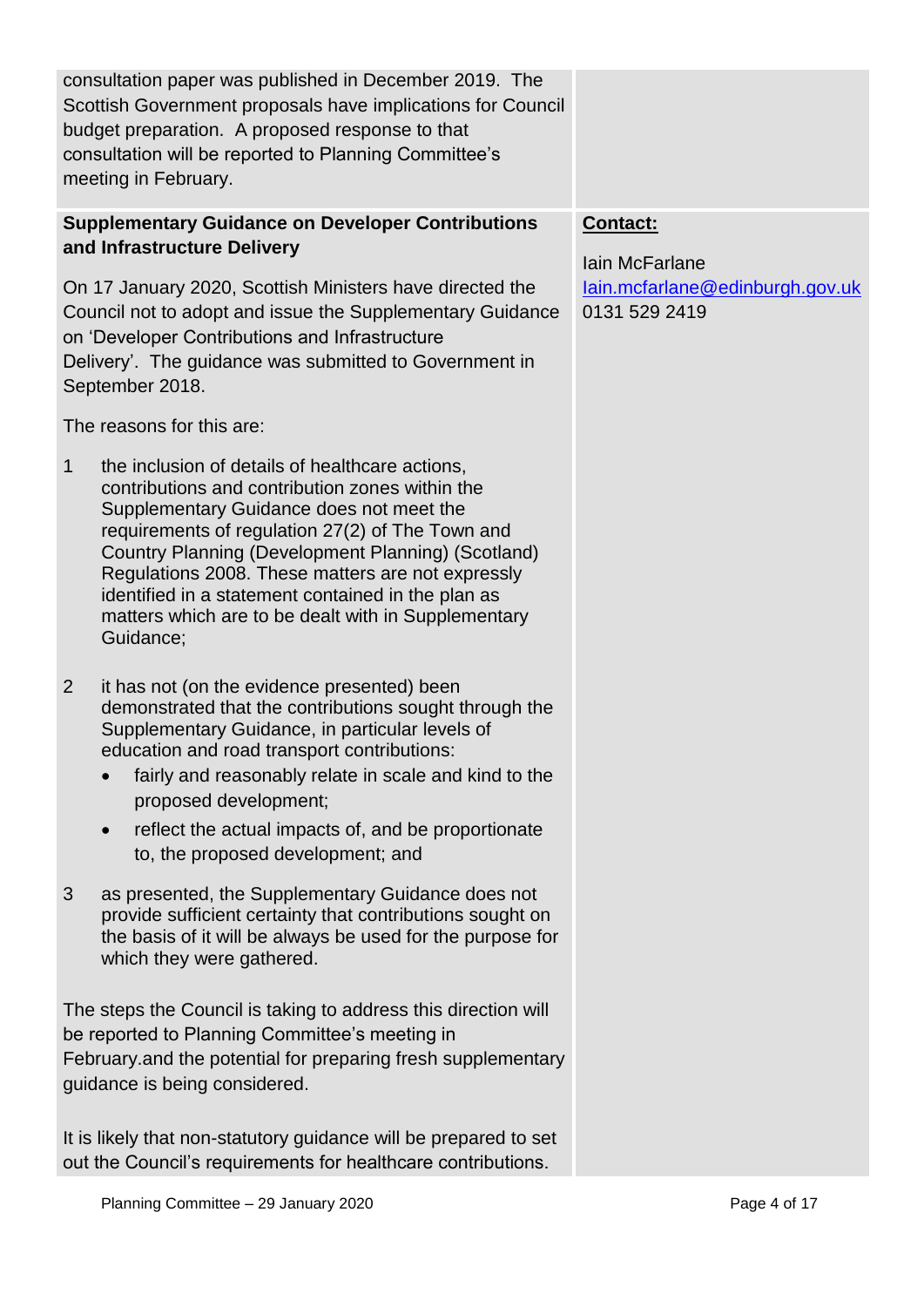consultation paper was published in December 2019. The Scottish Government proposals have implications for Council budget preparation. A proposed response to that consultation will be reported to Planning Committee's meeting in February.

**Supplementary Guidance on Developer Contributions and Infrastructure Delivery**

On 17 January 2020, Scottish Ministers have directed the Council not to adopt and issue the Supplementary Guidance on 'Developer Contributions and Infrastructure Delivery'. The guidance was submitted to Government in September 2018.

The reasons for this are:

1. the inclusion of details of healthcare actions, contributions and contribution zones within the Supplementary Guidance does not meet the requirements of regulation 27(2) of The Town and Country Planning (Development Planning) (Scotland) Regulations 2008. These matters are not expressly identified in a statement contained in the plan as matters which are to be dealt with in Supplementary Guidance;

2. it has not (on the evidence presented) been demonstrated that the contributions sought through the Supplementary Guidance, in particular levels of education and road transport contributions:
   - fairly and reasonably relate in scale and kind to the proposed development;
   - reflect the actual impacts of, and be proportionate to, the proposed development; and

3. as presented, the Supplementary Guidance does not provide sufficient certainty that contributions sought on the basis of it will be always be used for the purpose for which they were gathered.

The steps the Council is taking to address this direction will be reported to Planning Committee's meeting in February.and the potential for preparing fresh supplementary guidance is being considered.

It is likely that non-statutory guidance will be prepared to set out the Council's requirements for healthcare contributions.

**Contact:**

Iain McFarlane
Iain.mcfarlane@edinburgh.gov.uk
0131 529 2419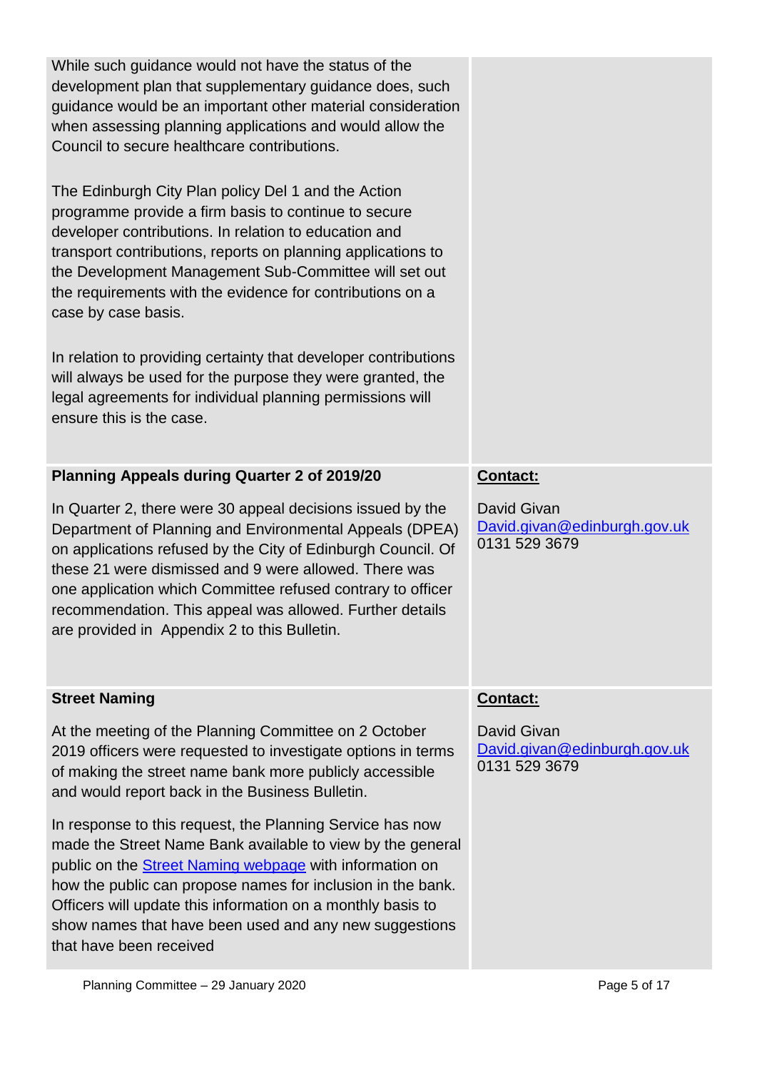While such guidance would not have the status of the development plan that supplementary guidance does, such guidance would be an important other material consideration when assessing planning applications and would allow the Council to secure healthcare contributions.

The Edinburgh City Plan policy Del 1 and the Action programme provide a firm basis to continue to secure developer contributions. In relation to education and transport contributions, reports on planning applications to the Development Management Sub-Committee will set out the requirements with the evidence for contributions on a case by case basis.

In relation to providing certainty that developer contributions will always be used for the purpose they were granted, the legal agreements for individual planning permissions will ensure this is the case.

**Planning Appeals during Quarter 2 of 2019/20**

In Quarter 2, there were 30 appeal decisions issued by the Department of Planning and Environmental Appeals (DPEA) on applications refused by the City of Edinburgh Council. Of these 21 were dismissed and 9 were allowed. There was one application which Committee refused contrary to officer recommendation. This appeal was allowed. Further details are provided in Appendix 2 to this Bulletin.

**Contact:**

David Givan
[David.givan@edinburgh.gov.uk](mailto:David.givan@edinburgh.gov.uk)
0131 529 3679

**Street Naming**

At the meeting of the Planning Committee on 2 October 2019 officers were requested to investigate options in terms of making the street name bank more publicly accessible and would report back in the Business Bulletin.

In response to this request, the Planning Service has now made the Street Name Bank available to view by the general public on the [Street Naming webpage]() with information on how the public can propose names for inclusion in the bank. Officers will update this information on a monthly basis to show names that have been used and any new suggestions that have been received

**Contact:**

David Givan
[David.givan@edinburgh.gov.uk](mailto:David.givan@edinburgh.gov.uk)
0131 529 3679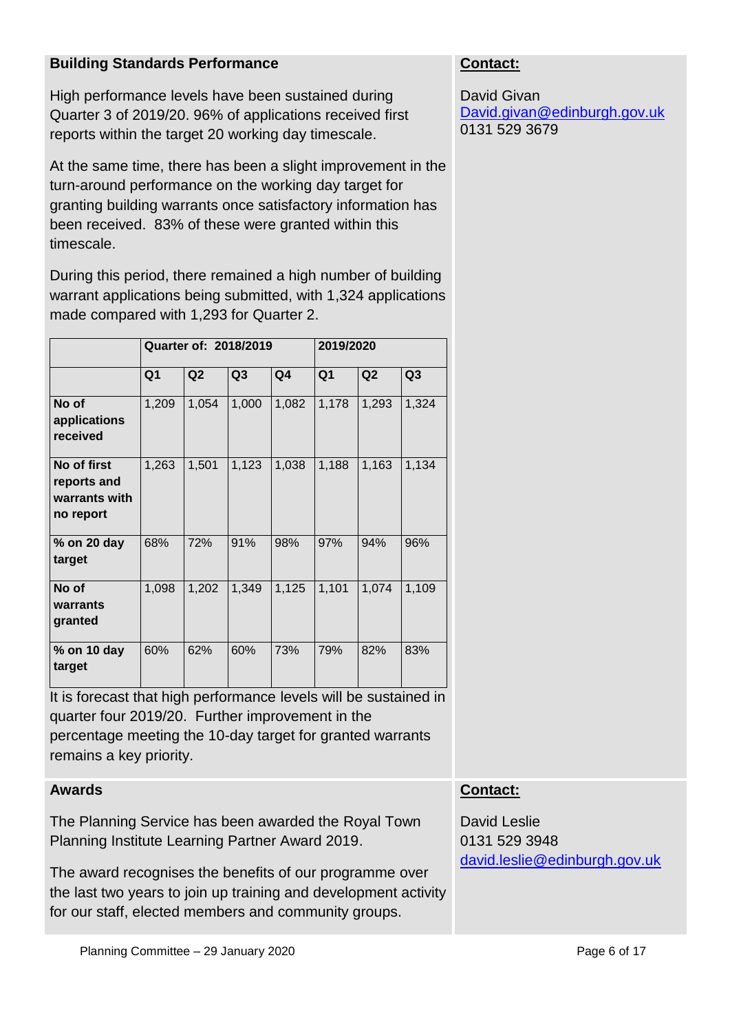## Building Standards Performance

High performance levels have been sustained during Quarter 3 of 2019/20. 96% of applications received first reports within the target 20 working day timescale.

At the same time, there has been a slight improvement in the turn-around performance on the working day target for granting building warrants once satisfactory information has been received. 83% of these were granted within this timescale.

During this period, there remained a high number of building warrant applications being submitted, with 1,324 applications made compared with 1,293 for Quarter 2.

| | Quarter of: 2018/2019 | | | | 2019/2020 | | |
|---|---|---|---|---|---|---|---|
| | Q1 | Q2 | Q3 | Q4 | Q1 | Q2 | Q3 |
| **No of applications received** | 1,209 | 1,054 | 1,000 | 1,082 | 1,178 | 1,293 | 1,324 |
| **No of first reports and warrants with no report** | 1,263 | 1,501 | 1,123 | 1,038 | 1,188 | 1,163 | 1,134 |
| **% on 20 day target** | 68% | 72% | 91% | 98% | 97% | 94% | 96% |
| **No of warrants granted** | 1,098 | 1,202 | 1,349 | 1,125 | 1,101 | 1,074 | 1,109 |
| **% on 10 day target** | 60% | 62% | 60% | 73% | 79% | 82% | 83% |

It is forecast that high performance levels will be sustained in quarter four 2019/20. Further improvement in the percentage meeting the 10-day target for granted warrants remains a key priority.

**Contact:**

David Givan
David.givan@edinburgh.gov.uk
0131 529 3679

## Awards

The Planning Service has been awarded the Royal Town Planning Institute Learning Partner Award 2019.

The award recognises the benefits of our programme over the last two years to join up training and development activity for our staff, elected members and community groups.

**Contact:**

David Leslie
0131 529 3948
david.leslie@edinburgh.gov.uk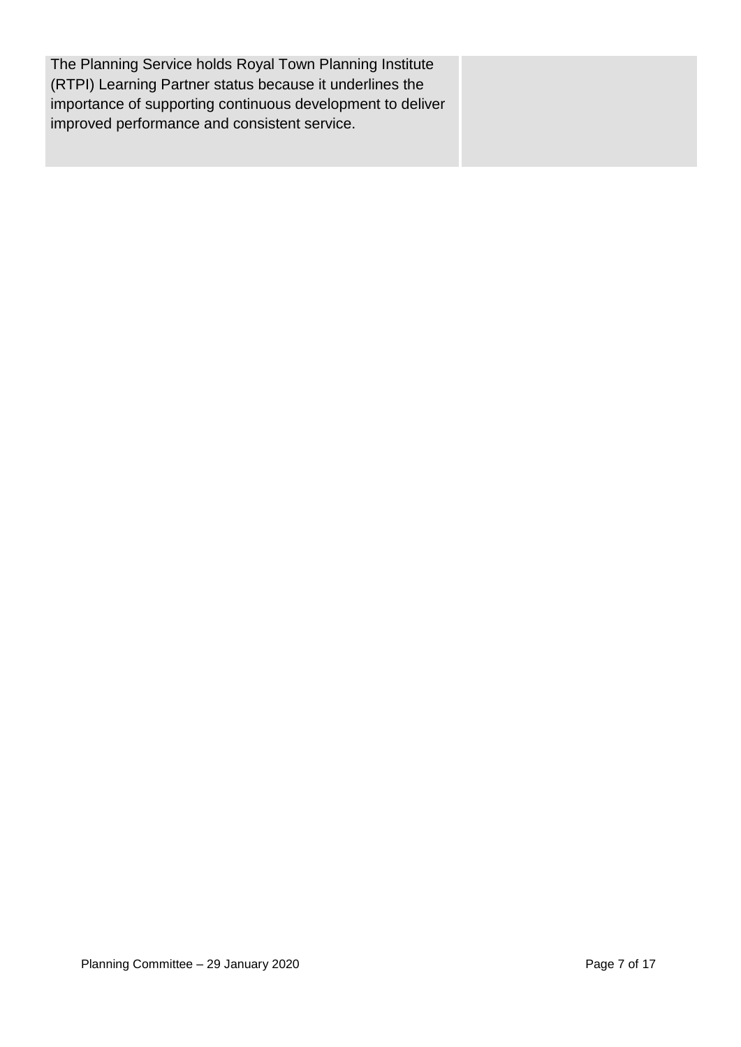| The Planning Service holds Royal Town Planning Institute (RTPI) Learning Partner status because it underlines the importance of supporting continuous development to deliver improved performance and consistent service. | |
|---|---|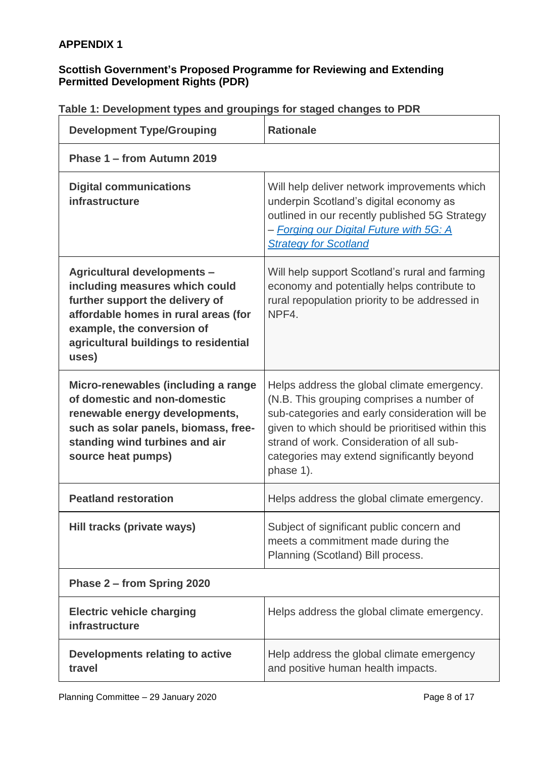## APPENDIX 1

### Scottish Government's Proposed Programme for Reviewing and Extending Permitted Development Rights (PDR)

**Table 1: Development types and groupings for staged changes to PDR**

| Development Type/Grouping | Rationale |
|---|---|
| **Phase 1 – from Autumn 2019** | |
| **Digital communications infrastructure** | Will help deliver network improvements which underpin Scotland's digital economy as outlined in our recently published 5G Strategy – *Forging our Digital Future with 5G: A Strategy for Scotland* |
| **Agricultural developments – including measures which could further support the delivery of affordable homes in rural areas (for example, the conversion of agricultural buildings to residential uses)** | Will help support Scotland's rural and farming economy and potentially helps contribute to rural repopulation priority to be addressed in NPF4. |
| **Micro-renewables (including a range of domestic and non-domestic renewable energy developments, such as solar panels, biomass, free-standing wind turbines and air source heat pumps)** | Helps address the global climate emergency. (N.B. This grouping comprises a number of sub-categories and early consideration will be given to which should be prioritised within this strand of work. Consideration of all sub-categories may extend significantly beyond phase 1). |
| **Peatland restoration** | Helps address the global climate emergency. |
| **Hill tracks (private ways)** | Subject of significant public concern and meets a commitment made during the Planning (Scotland) Bill process. |
| **Phase 2 – from Spring 2020** | |
| **Electric vehicle charging infrastructure** | Helps address the global climate emergency. |
| **Developments relating to active travel** | Help address the global climate emergency and positive human health impacts. |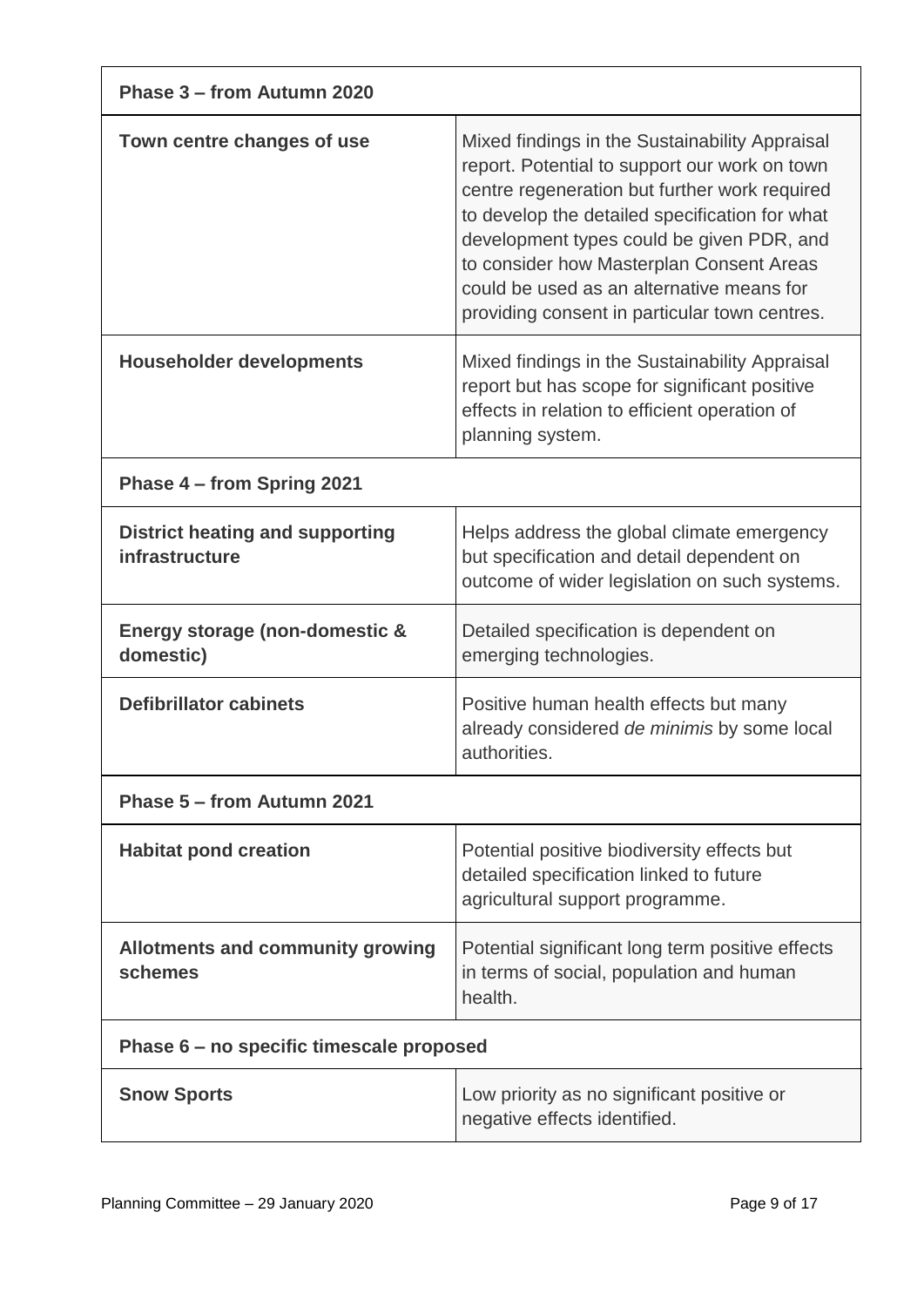| **Phase 3 – from Autumn 2020** | |
|---|---|
| **Town centre changes of use** | Mixed findings in the Sustainability Appraisal report. Potential to support our work on town centre regeneration but further work required to develop the detailed specification for what development types could be given PDR, and to consider how Masterplan Consent Areas could be used as an alternative means for providing consent in particular town centres. |
| **Householder developments** | Mixed findings in the Sustainability Appraisal report but has scope for significant positive effects in relation to efficient operation of planning system. |
| **Phase 4 – from Spring 2021** | |
| **District heating and supporting infrastructure** | Helps address the global climate emergency but specification and detail dependent on outcome of wider legislation on such systems. |
| **Energy storage (non-domestic & domestic)** | Detailed specification is dependent on emerging technologies. |
| **Defibrillator cabinets** | Positive human health effects but many already considered *de minimis* by some local authorities. |
| **Phase 5 – from Autumn 2021** | |
| **Habitat pond creation** | Potential positive biodiversity effects but detailed specification linked to future agricultural support programme. |
| **Allotments and community growing schemes** | Potential significant long term positive effects in terms of social, population and human health. |
| **Phase 6 – no specific timescale proposed** | |
| **Snow Sports** | Low priority as no significant positive or negative effects identified. |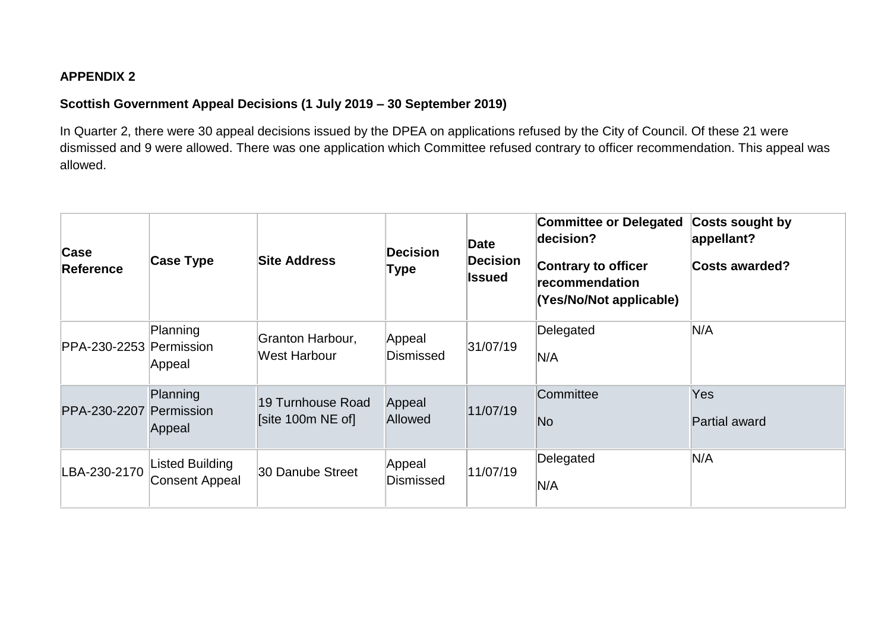**APPENDIX 2**

**Scottish Government Appeal Decisions (1 July 2019 – 30 September 2019)**

In Quarter 2, there were 30 appeal decisions issued by the DPEA on applications refused by the City of Council. Of these 21 were dismissed and 9 were allowed. There was one application which Committee refused contrary to officer recommendation. This appeal was allowed.

| Case Reference | Case Type | Site Address | Decision Type | Date Decision Issued | Committee or Delegated decision?<br>Contrary to officer recommendation (Yes/No/Not applicable) | Costs sought by appellant?<br>Costs awarded? |
|---|---|---|---|---|---|---|
| PPA-230-2253 | Planning Permission Appeal | Granton Harbour, West Harbour | Appeal Dismissed | 31/07/19 | Delegated<br>N/A | N/A |
| PPA-230-2207 | Planning Permission Appeal | 19 Turnhouse Road [site 100m NE of] | Appeal Allowed | 11/07/19 | Committee<br>No | Yes<br>Partial award |
| LBA-230-2170 | Listed Building Consent Appeal | 30 Danube Street | Appeal Dismissed | 11/07/19 | Delegated<br>N/A | N/A |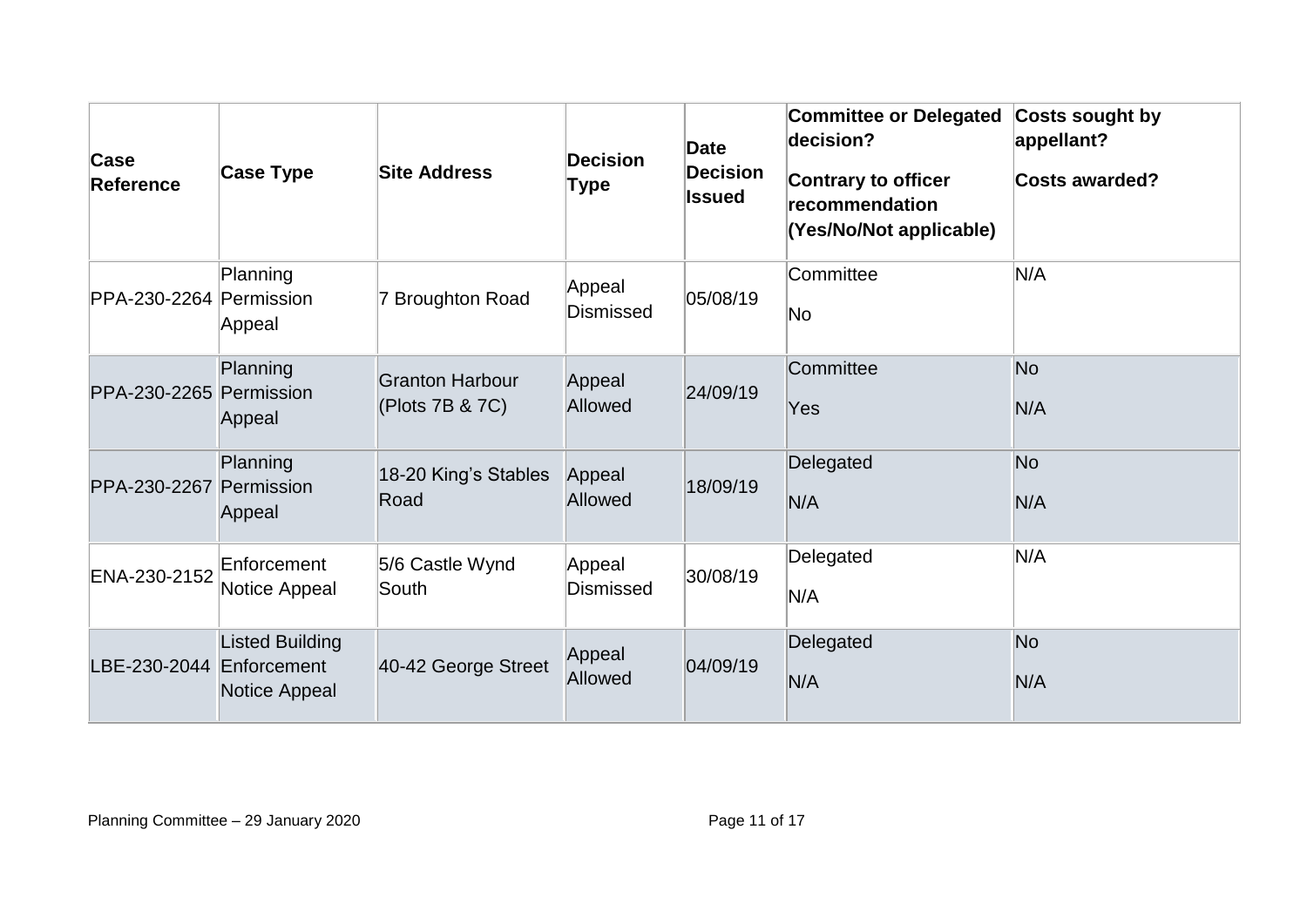| Case Reference | Case Type | Site Address | Decision Type | Date Decision Issued | Committee or Delegated decision? Contrary to officer recommendation (Yes/No/Not applicable) | Costs sought by appellant? Costs awarded? |
|---|---|---|---|---|---|---|
| PPA-230-2264 | Planning Permission Appeal | 7 Broughton Road | Appeal Dismissed | 05/08/19 | Committee<br>No | N/A |
| PPA-230-2265 | Planning Permission Appeal | Granton Harbour (Plots 7B & 7C) | Appeal Allowed | 24/09/19 | Committee<br>Yes | No<br>N/A |
| PPA-230-2267 | Planning Permission Appeal | 18-20 King's Stables Road | Appeal Allowed | 18/09/19 | Delegated<br>N/A | No<br>N/A |
| ENA-230-2152 | Enforcement Notice Appeal | 5/6 Castle Wynd South | Appeal Dismissed | 30/08/19 | Delegated<br>N/A | N/A |
| LBE-230-2044 | Listed Building Enforcement Notice Appeal | 40-42 George Street | Appeal Allowed | 04/09/19 | Delegated<br>N/A | No<br>N/A |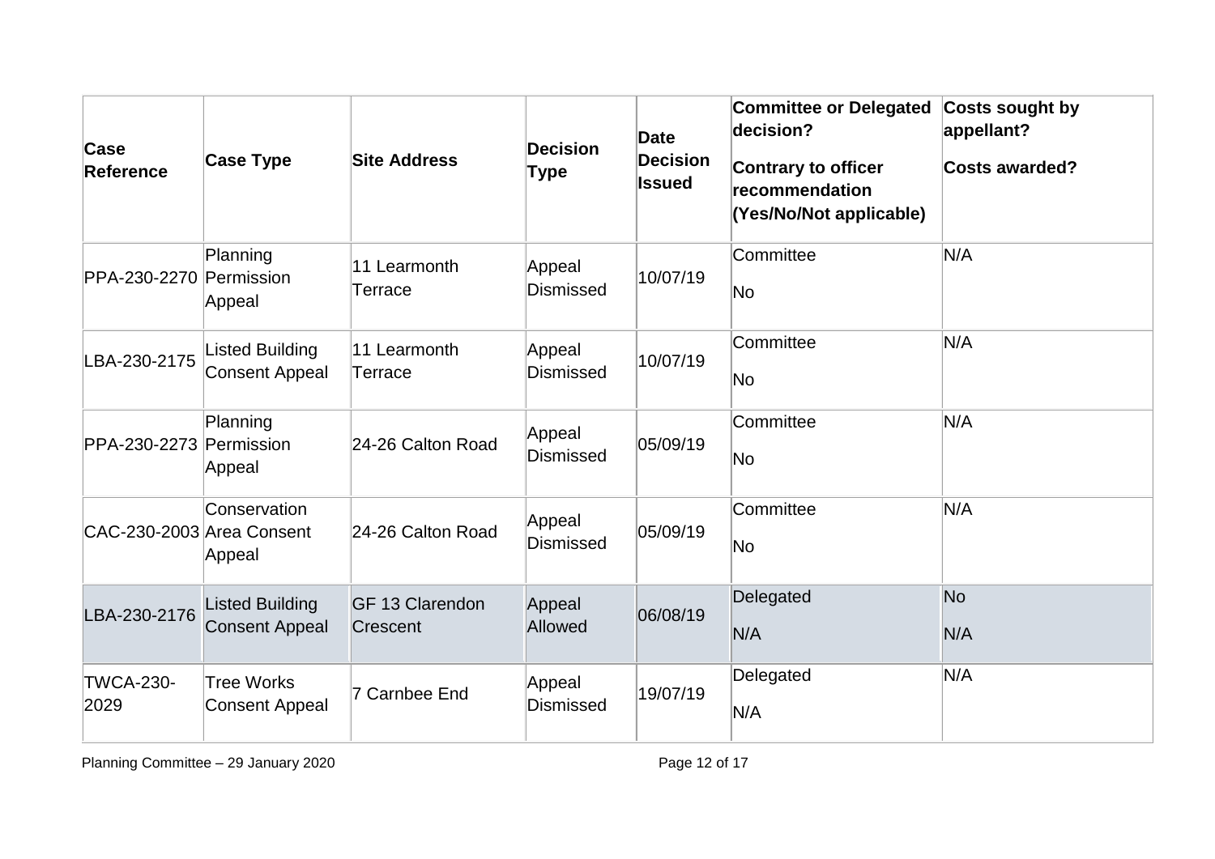| Case Reference | Case Type | Site Address | Decision Type | Date Decision Issued | Committee or Delegated decision?<br><br>Contrary to officer recommendation (Yes/No/Not applicable) | Costs sought by appellant?<br><br>Costs awarded? |
|---|---|---|---|---|---|---|
| PPA-230-2270 | Planning Permission Appeal | 11 Learmonth Terrace | Appeal Dismissed | 10/07/19 | Committee<br><br>No | N/A |
| LBA-230-2175 | Listed Building Consent Appeal | 11 Learmonth Terrace | Appeal Dismissed | 10/07/19 | Committee<br><br>No | N/A |
| PPA-230-2273 | Planning Permission Appeal | 24-26 Calton Road | Appeal Dismissed | 05/09/19 | Committee<br><br>No | N/A |
| CAC-230-2003 | Conservation Area Consent Appeal | 24-26 Calton Road | Appeal Dismissed | 05/09/19 | Committee<br><br>No | N/A |
| LBA-230-2176 | Listed Building Consent Appeal | GF 13 Clarendon Crescent | Appeal Allowed | 06/08/19 | Delegated<br><br>N/A | No<br><br>N/A |
| TWCA-230-2029 | Tree Works Consent Appeal | 7 Carnbee End | Appeal Dismissed | 19/07/19 | Delegated<br><br>N/A | N/A |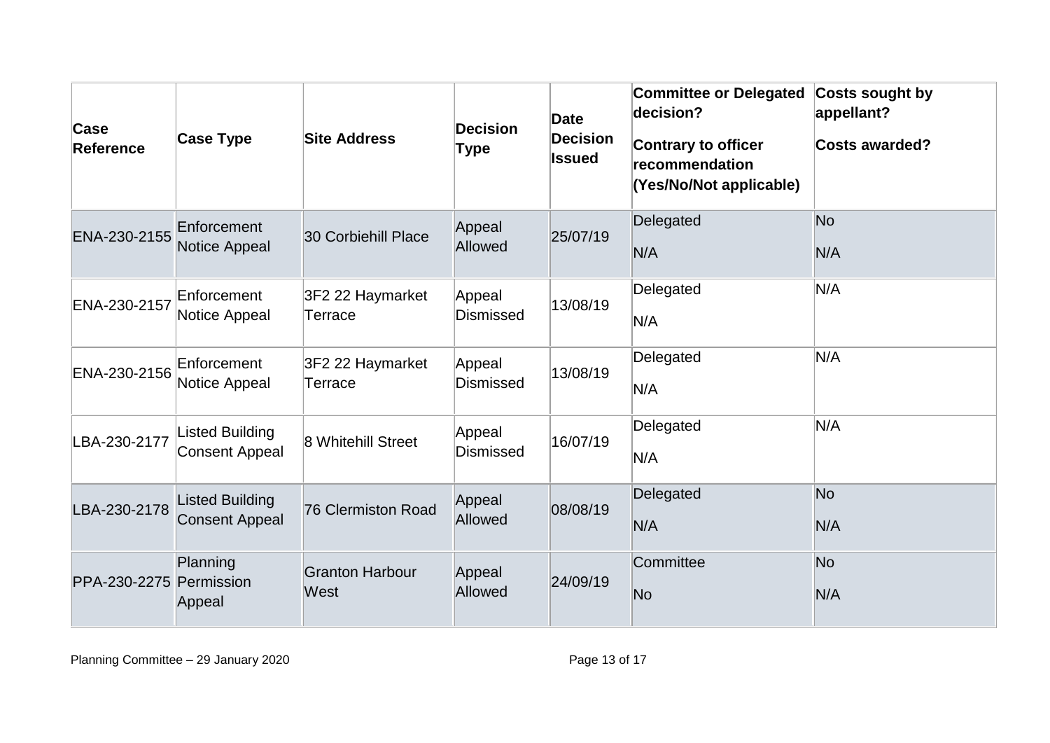| Case Reference | Case Type | Site Address | Decision Type | Date Decision Issued | Committee or Delegated decision?<br><br>Contrary to officer recommendation (Yes/No/Not applicable) | Costs sought by appellant?<br><br>Costs awarded? |
|---|---|---|---|---|---|---|
| ENA-230-2155 | Enforcement Notice Appeal | 30 Corbiehill Place | Appeal Allowed | 25/07/19 | Delegated<br><br>N/A | No<br><br>N/A |
| ENA-230-2157 | Enforcement Notice Appeal | 3F2 22 Haymarket Terrace | Appeal Dismissed | 13/08/19 | Delegated<br><br>N/A | N/A |
| ENA-230-2156 | Enforcement Notice Appeal | 3F2 22 Haymarket Terrace | Appeal Dismissed | 13/08/19 | Delegated<br><br>N/A | N/A |
| LBA-230-2177 | Listed Building Consent Appeal | 8 Whitehill Street | Appeal Dismissed | 16/07/19 | Delegated<br><br>N/A | N/A |
| LBA-230-2178 | Listed Building Consent Appeal | 76 Clermiston Road | Appeal Allowed | 08/08/19 | Delegated<br><br>N/A | No<br><br>N/A |
| PPA-230-2275 | Planning Permission Appeal | Granton Harbour West | Appeal Allowed | 24/09/19 | Committee<br><br>No | No<br><br>N/A |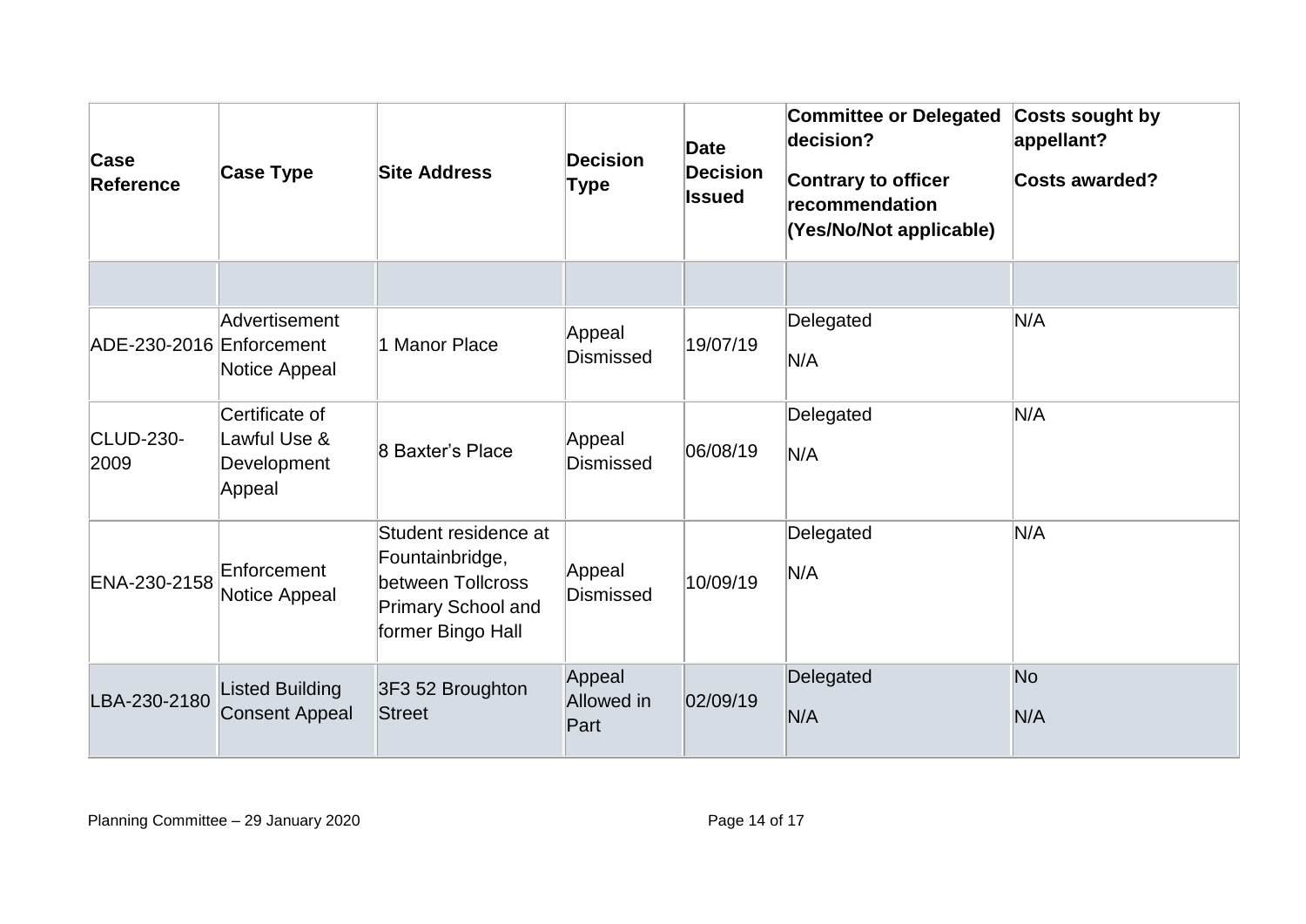| Case Reference | Case Type | Site Address | Decision Type | Date Decision Issued | Committee or Delegated decision?<br>Contrary to officer recommendation (Yes/No/Not applicable) | Costs sought by appellant?<br>Costs awarded? |
|---|---|---|---|---|---|---|
| | | | | | | |
| ADE-230-2016 | Advertisement Enforcement Notice Appeal | 1 Manor Place | Appeal Dismissed | 19/07/19 | Delegated<br>N/A | N/A |
| CLUD-230-2009 | Certificate of Lawful Use & Development Appeal | 8 Baxter's Place | Appeal Dismissed | 06/08/19 | Delegated<br>N/A | N/A |
| ENA-230-2158 | Enforcement Notice Appeal | Student residence at Fountainbridge, between Tollcross Primary School and former Bingo Hall | Appeal Dismissed | 10/09/19 | Delegated<br>N/A | N/A |
| LBA-230-2180 | Listed Building Consent Appeal | 3F3 52 Broughton Street | Appeal Allowed in Part | 02/09/19 | Delegated<br>N/A | No<br>N/A |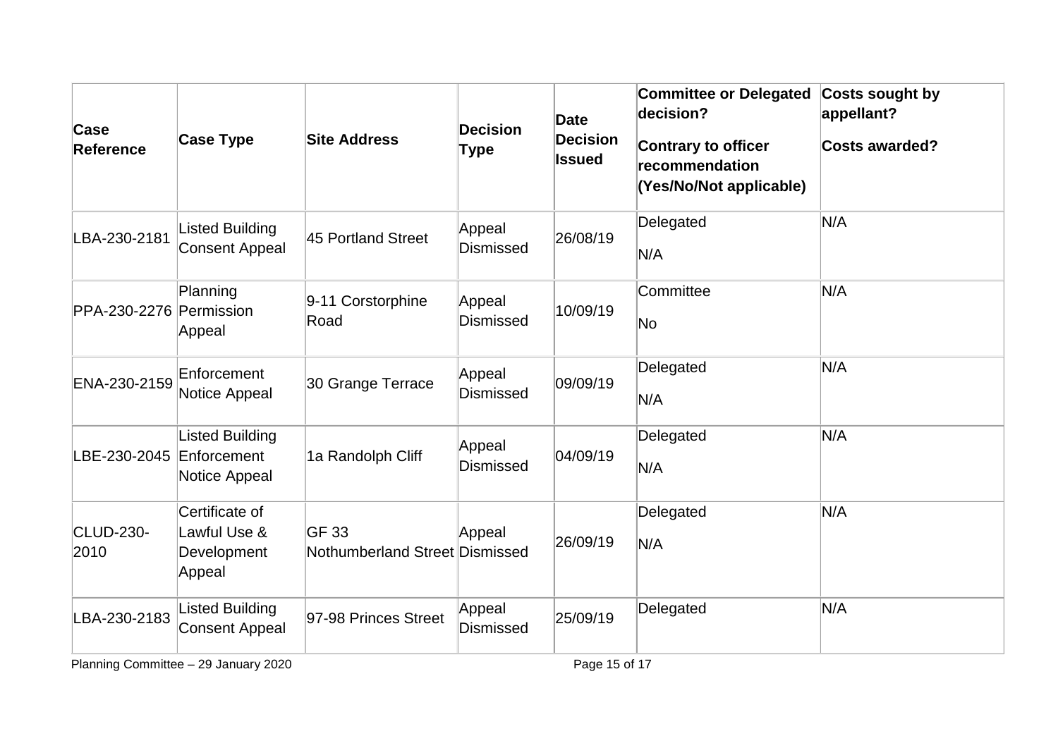| Case Reference | Case Type | Site Address | Decision Type | Date Decision Issued | Committee or Delegated decision?<br>Contrary to officer recommendation (Yes/No/Not applicable) | Costs sought by appellant?<br>Costs awarded? |
|---|---|---|---|---|---|---|
| LBA-230-2181 | Listed Building Consent Appeal | 45 Portland Street | Appeal Dismissed | 26/08/19 | Delegated<br>N/A | N/A |
| PPA-230-2276 | Planning Permission Appeal | 9-11 Corstorphine Road | Appeal Dismissed | 10/09/19 | Committee<br>No | N/A |
| ENA-230-2159 | Enforcement Notice Appeal | 30 Grange Terrace | Appeal Dismissed | 09/09/19 | Delegated<br>N/A | N/A |
| LBE-230-2045 | Listed Building Enforcement Notice Appeal | 1a Randolph Cliff | Appeal Dismissed | 04/09/19 | Delegated<br>N/A | N/A |
| CLUD-230-2010 | Certificate of Lawful Use & Development Appeal | GF 33 Nothumberland Street | Appeal Dismissed | 26/09/19 | Delegated<br>N/A | N/A |
| LBA-230-2183 | Listed Building Consent Appeal | 97-98 Princes Street | Appeal Dismissed | 25/09/19 | Delegated | N/A |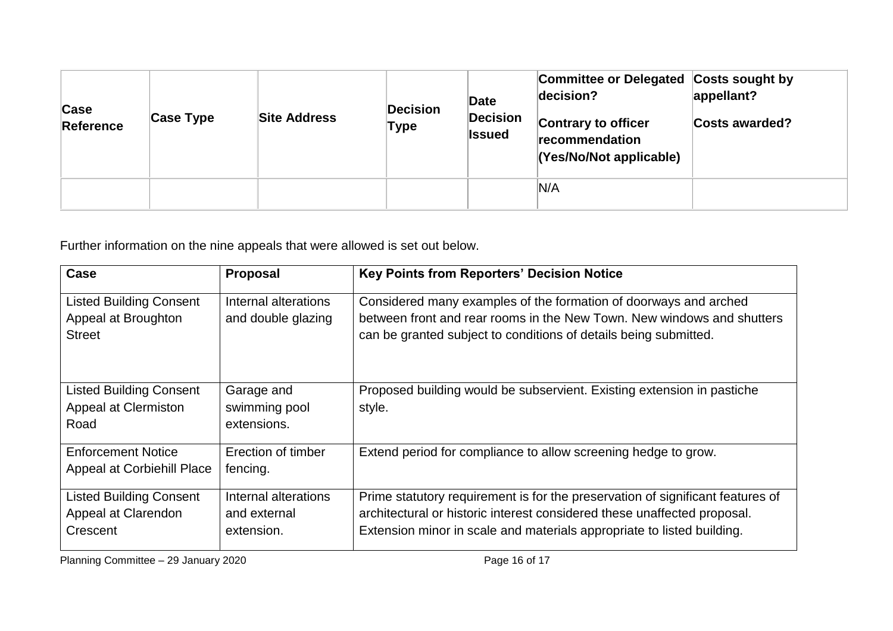| Case Reference | Case Type | Site Address | Decision Type | Date Decision Issued | Committee or Delegated decision?<br><br>Contrary to officer recommendation (Yes/No/Not applicable) | Costs sought by appellant?<br><br>Costs awarded? |
|---|---|---|---|---|---|---|
| | | | | | N/A | |

Further information on the nine appeals that were allowed is set out below.

| Case | Proposal | Key Points from Reporters' Decision Notice |
|---|---|---|
| Listed Building Consent Appeal at Broughton Street | Internal alterations and double glazing | Considered many examples of the formation of doorways and arched between front and rear rooms in the New Town. New windows and shutters can be granted subject to conditions of details being submitted. |
| Listed Building Consent Appeal at Clermiston Road | Garage and swimming pool extensions. | Proposed building would be subservient. Existing extension in pastiche style. |
| Enforcement Notice Appeal at Corbiehill Place | Erection of timber fencing. | Extend period for compliance to allow screening hedge to grow. |
| Listed Building Consent Appeal at Clarendon Crescent | Internal alterations and external extension. | Prime statutory requirement is for the preservation of significant features of architectural or historic interest considered these unaffected proposal. Extension minor in scale and materials appropriate to listed building. |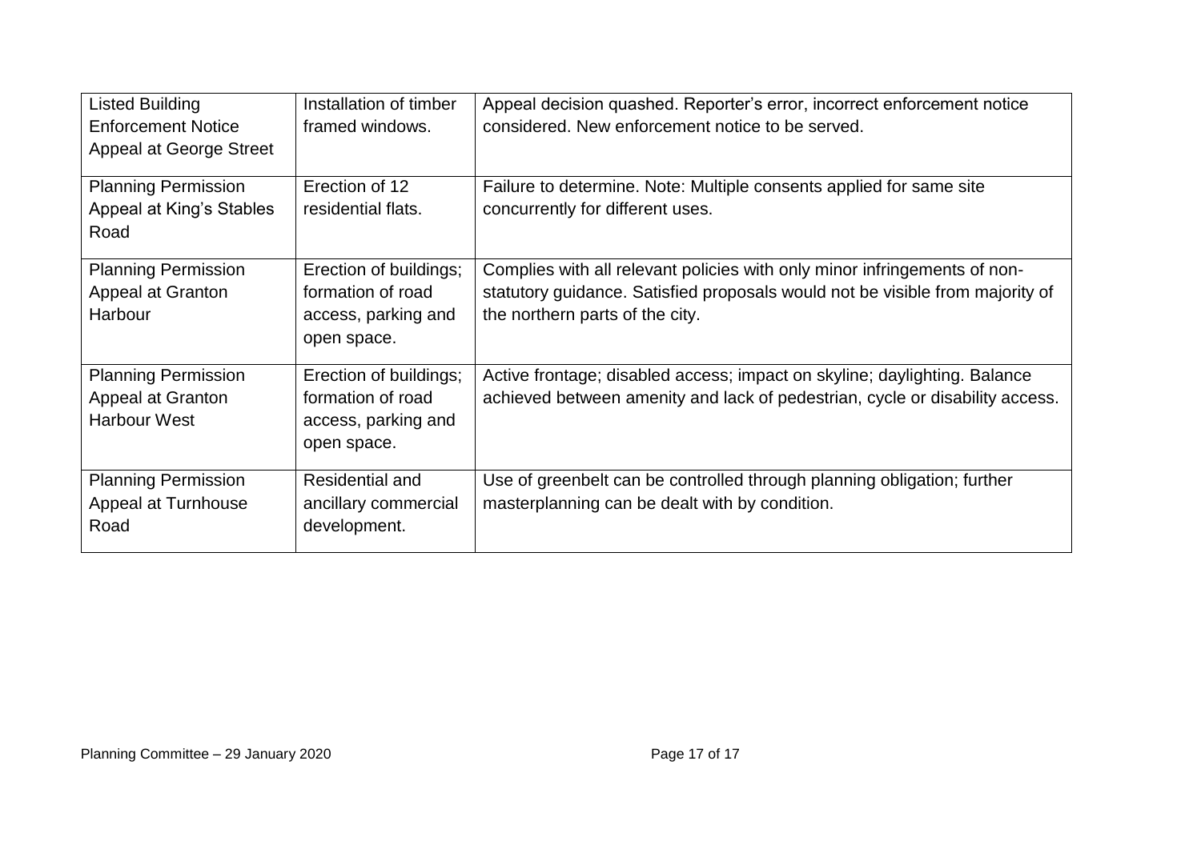| | | |
|---|---|---|
| Listed Building Enforcement Notice Appeal at George Street | Installation of timber framed windows. | Appeal decision quashed. Reporter's error, incorrect enforcement notice considered. New enforcement notice to be served. |
| Planning Permission Appeal at King's Stables Road | Erection of 12 residential flats. | Failure to determine. Note: Multiple consents applied for same site concurrently for different uses. |
| Planning Permission Appeal at Granton Harbour | Erection of buildings; formation of road access, parking and open space. | Complies with all relevant policies with only minor infringements of non-statutory guidance. Satisfied proposals would not be visible from majority of the northern parts of the city. |
| Planning Permission Appeal at Granton Harbour West | Erection of buildings; formation of road access, parking and open space. | Active frontage; disabled access; impact on skyline; daylighting. Balance achieved between amenity and lack of pedestrian, cycle or disability access. |
| Planning Permission Appeal at Turnhouse Road | Residential and ancillary commercial development. | Use of greenbelt can be controlled through planning obligation; further masterplanning can be dealt with by condition. |